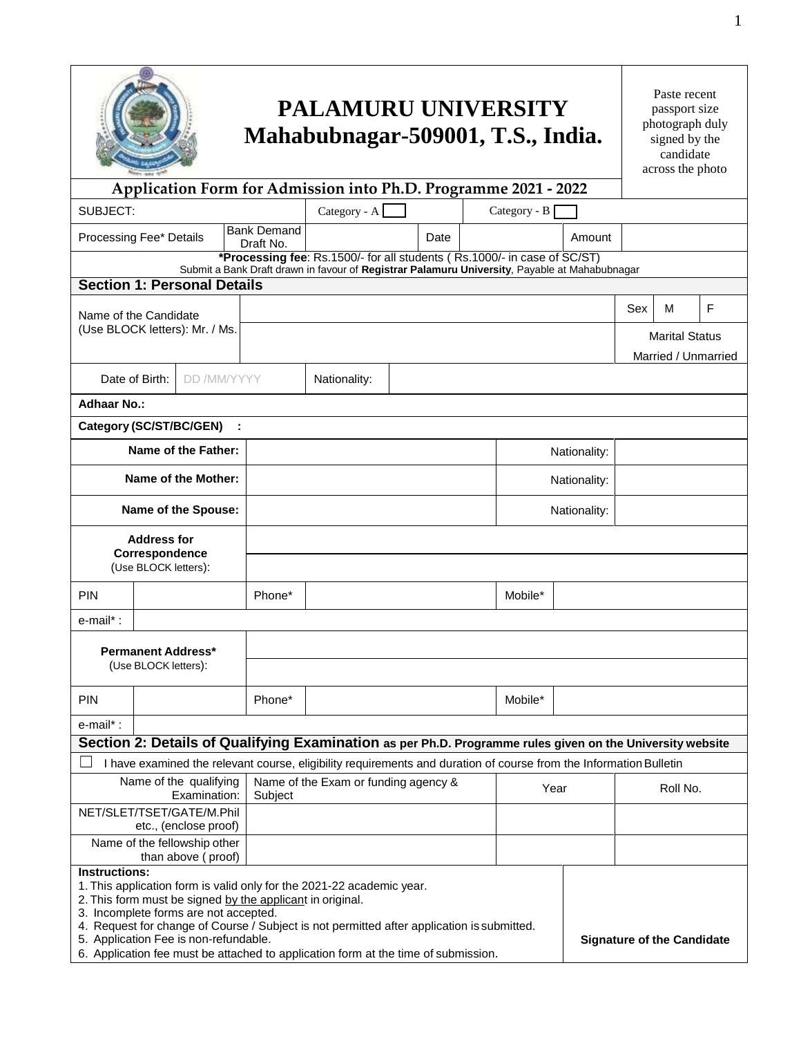# PALAMURU UNIVERSITY
## Mahabubnagar-509001, T.S., India.

Paste recent passport size photograph duly signed by the candidate across the photo

### Application Form for Admission into Ph.D. Programme 2021 - 2022

| SUBJECT: | Category - A ☐ | Category - B ☐ |
|---|---|---|

| Processing Fee* Details | Bank Demand Draft No. | | Date | | Amount | |
|---|---|---|---|---|---|---|

***Processing fee**: Rs.1500/- for all students ( Rs.1000/- in case of SC/ST)
Submit a Bank Draft drawn in favour of **Registrar Palamuru University**, Payable at Mahabubnagar

## Section 1: Personal Details

| Name of the Candidate (Use BLOCK letters): Mr. / Ms. | | Sex | M | F |
|---|---|---|---|---|
| | | Marital Status Married / Unmarried | | |

| Date of Birth: | DD /MM/YYYY | Nationality: | |
|---|---|---|---|

**Adhaar No.:**

**Category (SC/ST/BC/GEN) :**

| | | | |
|---|---|---|---|
| **Name of the Father:** | | Nationality: | |
| **Name of the Mother:** | | Nationality: | |
| **Name of the Spouse:** | | Nationality: | |

| | | | | | |
|---|---|---|---|---|---|
| **Address for Correspondence** (Use BLOCK letters): | | | | | |
| PIN | | Phone* | | Mobile* | |
| e-mail* : | | | | | |
| **Permanent Address*** (Use BLOCK letters): | | | | | |
| PIN | | Phone* | | Mobile* | |
| e-mail* : | | | | | |

## Section 2: Details of Qualifying Examination as per Ph.D. Programme rules given on the University website

☐ I have examined the relevant course, eligibility requirements and duration of course from the Information Bulletin

| Name of the qualifying Examination: | Name of the Exam or funding agency & Subject | Year | Roll No. |
|---|---|---|---|
| NET/SLET/TSET/GATE/M.Phil etc., (enclose proof) | | | |
| Name of the fellowship other than above ( proof) | | | |

**Instructions:**
1. This application form is valid only for the 2021-22 academic year.
2. This form must be signed by the applicant in original.
3. Incomplete forms are not accepted.
4. Request for change of Course / Subject is not permitted after application is submitted.
5. Application Fee is non-refundable.
6. Application fee must be attached to application form at the time of submission.

**Signature of the Candidate**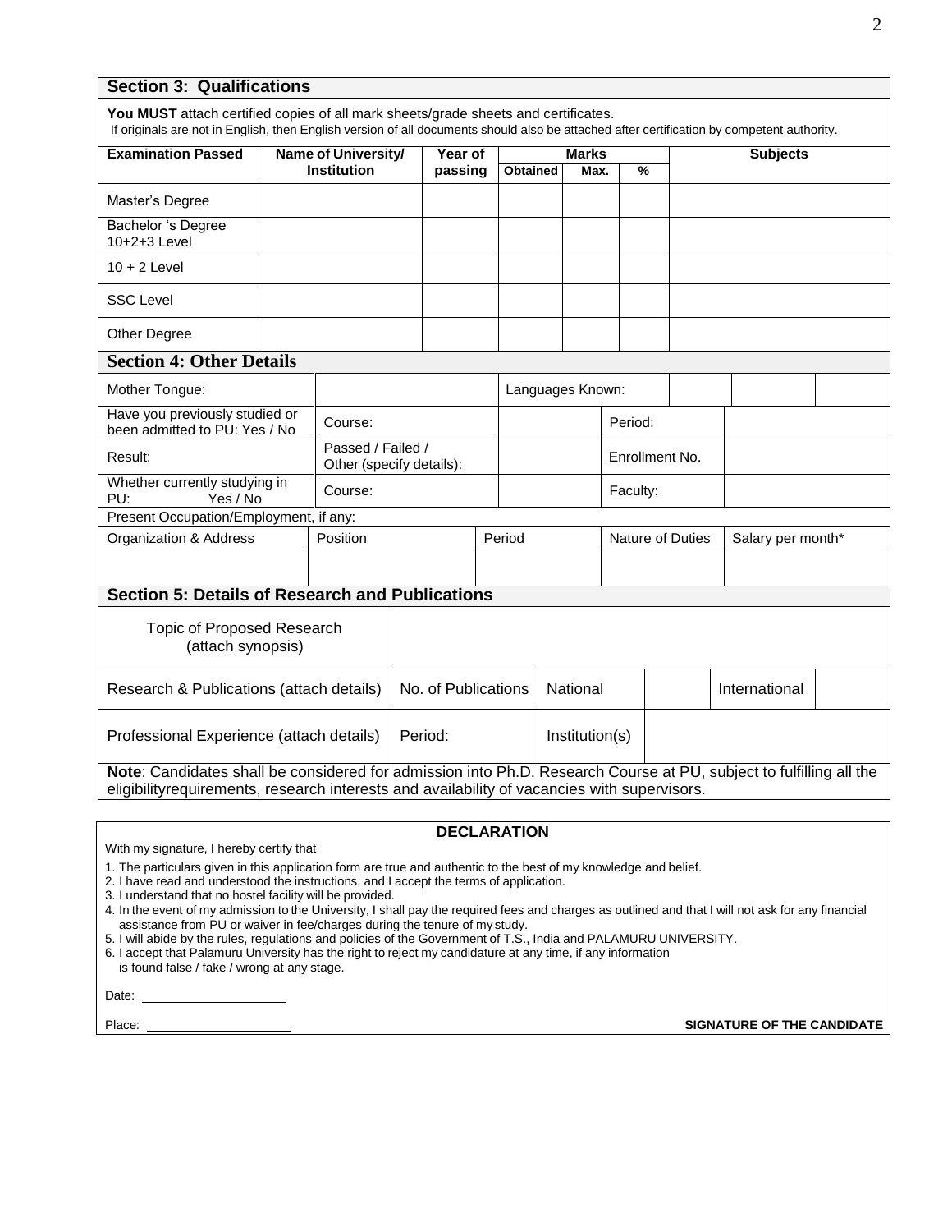## Section 3: Qualifications

**You MUST** attach certified copies of all mark sheets/grade sheets and certificates.
If originals are not in English, then English version of all documents should also be attached after certification by competent authority.

| Examination Passed | Name of University/ Institution | Year of passing | Marks | | | Subjects |
|---|---|---|---|---|---|---|
| | | | Obtained | Max. | % | |
| Master's Degree | | | | | | |
| Bachelor 's Degree 10+2+3 Level | | | | | | |
| 10 + 2 Level | | | | | | |
| SSC Level | | | | | | |
| Other Degree | | | | | | |

## Section 4: Other Details

| Mother Tongue: | | Languages Known: | | | |
|---|---|---|---|---|---|
| Have you previously studied or been admitted to PU: Yes / No | Course: | | Period: | | |
| Result: | Passed / Failed / Other (specify details): | | Enrollment No. | | |
| Whether currently studying in PU: Yes / No | Course: | | Faculty: | | |

Present Occupation/Employment, if any:

| Organization & Address | Position | Period | Nature of Duties | Salary per month* |
|---|---|---|---|---|
| | | | | |

## Section 5: Details of Research and Publications

| Topic of Proposed Research (attach synopsis) | | | | | |
|---|---|---|---|---|---|
| Research & Publications (attach details) | No. of Publications | National | | International | |
| Professional Experience (attach details) | Period: | Institution(s) | | | |

**Note**: Candidates shall be considered for admission into Ph.D. Research Course at PU, subject to fulfilling all the eligibilityrequirements, research interests and availability of vacancies with supervisors.

## DECLARATION

With my signature, I hereby certify that

1. The particulars given in this application form are true and authentic to the best of my knowledge and belief.
2. I have read and understood the instructions, and I accept the terms of application.
3. I understand that no hostel facility will be provided.
4. In the event of my admission to the University, I shall pay the required fees and charges as outlined and that I will not ask for any financial assistance from PU or waiver in fee/charges during the tenure of my study.
5. I will abide by the rules, regulations and policies of the Government of T.S., India and PALAMURU UNIVERSITY.
6. I accept that Palamuru University has the right to reject my candidature at any time, if any information is found false / fake / wrong at any stage.

Date: ____________________

Place: ____________________

**SIGNATURE OF THE CANDIDATE**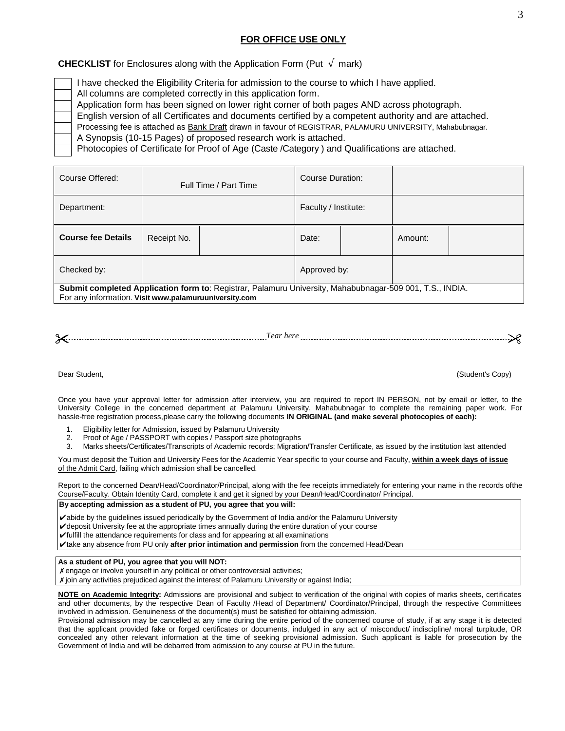## FOR OFFICE USE ONLY

**CHECKLIST** for Enclosures along with the Application Form (Put √ mark)

- [ ] I have checked the Eligibility Criteria for admission to the course to which I have applied.
- [ ] All columns are completed correctly in this application form.
- [ ] Application form has been signed on lower right corner of both pages AND across photograph.
- [ ] English version of all Certificates and documents certified by a competent authority and are attached.
- [ ] Processing fee is attached as Bank Draft drawn in favour of REGISTRAR, PALAMURU UNIVERSITY, Mahabubnagar.
- [ ] A Synopsis (10-15 Pages) of proposed research work is attached.
- [ ] Photocopies of Certificate for Proof of Age (Caste /Category ) and Qualifications are attached.

| | | | | | | |
|---|---|---|---|---|---|---|
| Course Offered: | Full Time / Part Time | | Course Duration: | | | |
| Department: | | | Faculty / Institute: | | | |
| **Course fee Details** | Receipt No. | | Date: | | Amount: | |
| Checked by: | | | Approved by: | | | |

**Submit completed Application form to**: Registrar, Palamuru University, Mahabubnagar-509 001, T.S., INDIA.
For any information. **Visit www.palamuruuniversity.com**

✂ ............................................ *Tear here* ............................................ ✂

Dear Student, (Student's Copy)

Once you have your approval letter for admission after interview, you are required to report IN PERSON, not by email or letter, to the University College in the concerned department at Palamuru University, Mahabubnagar to complete the remaining paper work. For hassle-free registration process,please carry the following documents **IN ORIGINAL (and make several photocopies of each):**

1. Eligibility letter for Admission, issued by Palamuru University
2. Proof of Age / PASSPORT with copies / Passport size photographs
3. Marks sheets/Certificates/Transcripts of Academic records; Migration/Transfer Certificate, as issued by the institution last attended

You must deposit the Tuition and University Fees for the Academic Year specific to your course and Faculty, **within a week days of issue of the Admit Card**, failing which admission shall be cancelled.

Report to the concerned Dean/Head/Coordinator/Principal, along with the fee receipts immediately for entering your name in the records ofthe Course/Faculty. Obtain Identity Card, complete it and get it signed by your Dean/Head/Coordinator/ Principal.

**By accepting admission as a student of PU, you agree that you will:**

✔abide by the guidelines issued periodically by the Government of India and/or the Palamuru University
✔deposit University fee at the appropriate times annually during the entire duration of your course
✔fulfill the attendance requirements for class and for appearing at all examinations
✔take any absence from PU only **after prior intimation and permission** from the concerned Head/Dean

**As a student of PU, you agree that you will NOT:**

✗engage or involve yourself in any political or other controversial activities;
✗join any activities prejudiced against the interest of Palamuru University or against India;

**NOTE on Academic Integrity:** Admissions are provisional and subject to verification of the original with copies of marks sheets, certificates and other documents, by the respective Dean of Faculty /Head of Department/ Coordinator/Principal, through the respective Committees involved in admission. Genuineness of the document(s) must be satisfied for obtaining admission.
Provisional admission may be cancelled at any time during the entire period of the concerned course of study, if at any stage it is detected that the applicant provided fake or forged certificates or documents, indulged in any act of misconduct/ indiscipline/ moral turpitude, OR concealed any other relevant information at the time of seeking provisional admission. Such applicant is liable for prosecution by the Government of India and will be debarred from admission to any course at PU in the future.